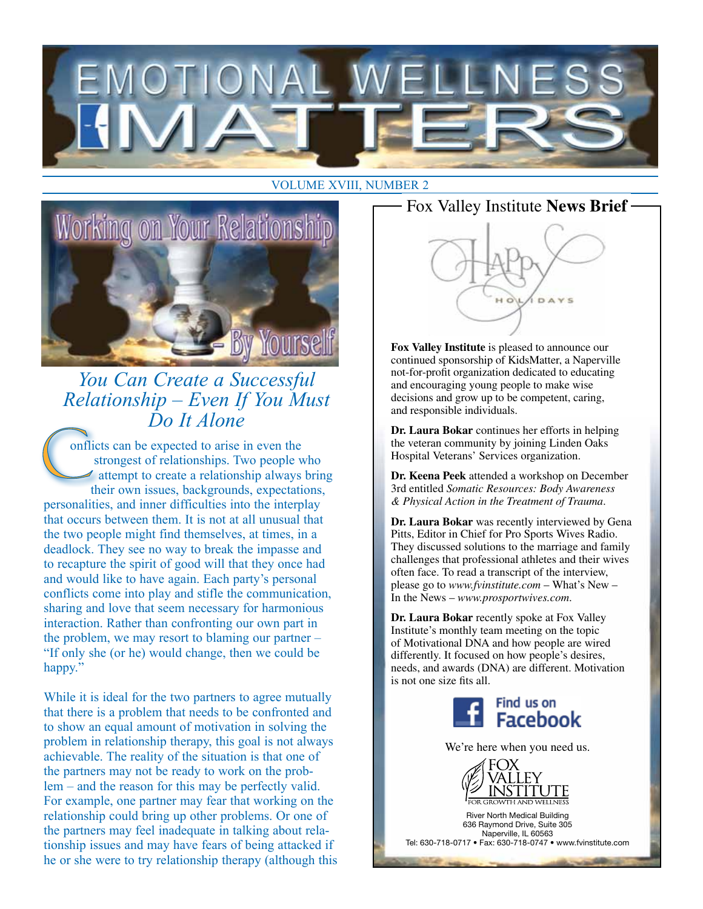# EMOTIONAL WELLNESS MATTERS

VOLUME XVIII, NUMBER 2

## Working on Your Relationship – By Yourself

### *You Can Create a Successful Relationship – Even If You Must Do It Alone*

Conflicts can be expected to arise in even the strongest of relationships. Two people who attempt to create a relationship always bring their own issues, backgrounds, expectations, personalities, and inner difficulties into the interplay that occurs between them. It is not at all unusual that the two people might find themselves, at times, in a deadlock. They see no way to break the impasse and to recapture the spirit of good will that they once had and would like to have again. Each party's personal conflicts come into play and stifle the communication, sharing and love that seem necessary for harmonious interaction. Rather than confronting our own part in the problem, we may resort to blaming our partner – "If only she (or he) would change, then we could be happy."

While it is ideal for the two partners to agree mutually that there is a problem that needs to be confronted and to show an equal amount of motivation in solving the problem in relationship therapy, this goal is not always achievable. The reality of the situation is that one of the partners may not be ready to work on the problem – and the reason for this may be perfectly valid. For example, one partner may fear that working on the relationship could bring up other problems. Or one of the partners may feel inadequate in talking about relationship issues and may have fears of being attacked if he or she were to try relationship therapy (although this

## Fox Valley Institute **News Brief**

Happy Holidays

**Fox Valley Institute** is pleased to announce our continued sponsorship of KidsMatter, a Naperville not-for-profit organization dedicated to educating and encouraging young people to make wise decisions and grow up to be competent, caring, and responsible individuals.

**Dr. Laura Bokar** continues her efforts in helping the veteran community by joining Linden Oaks Hospital Veterans' Services organization.

**Dr. Keena Peek** attended a workshop on December 3rd entitled *Somatic Resources: Body Awareness & Physical Action in the Treatment of Trauma*.

**Dr. Laura Bokar** was recently interviewed by Gena Pitts, Editor in Chief for Pro Sports Wives Radio. They discussed solutions to the marriage and family challenges that professional athletes and their wives often face. To read a transcript of the interview, please go to *www.fvinstitute.com* – What's New – In the News – *www.prosportwives.com*.

**Dr. Laura Bokar** recently spoke at Fox Valley Institute's monthly team meeting on the topic of Motivational DNA and how people are wired differently. It focused on how people's desires, needs, and awards (DNA) are different. Motivation is not one size fits all.

Find us on Facebook

We're here when you need us.

FOX VALLEY INSTITUTE FOR GROWTH AND WELLNESS

River North Medical Building
636 Raymond Drive, Suite 305
Naperville, IL 60563
Tel: 630-718-0717 • Fax: 630-718-0747 • www.fvinstitute.com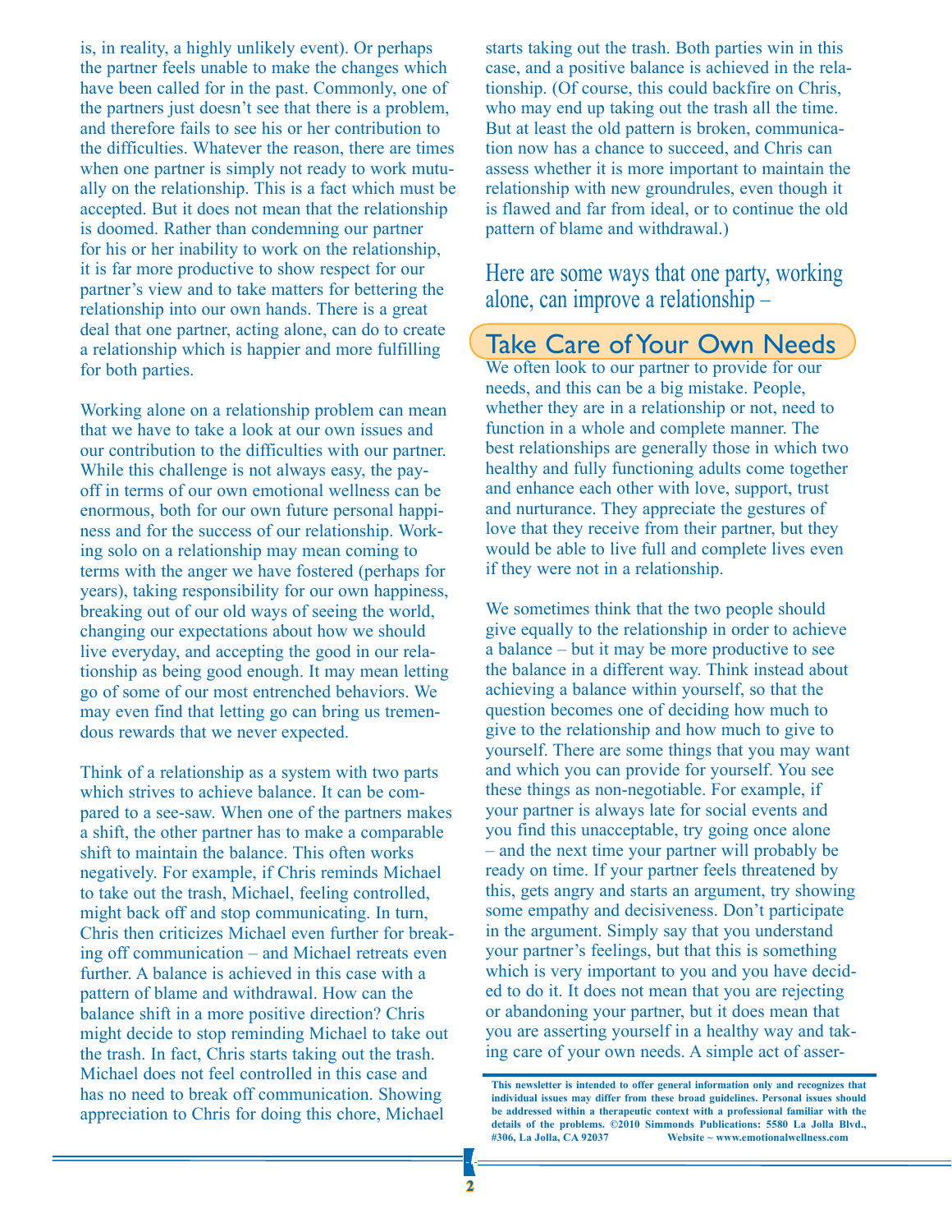is, in reality, a highly unlikely event). Or perhaps the partner feels unable to make the changes which have been called for in the past. Commonly, one of the partners just doesn't see that there is a problem, and therefore fails to see his or her contribution to the difficulties. Whatever the reason, there are times when one partner is simply not ready to work mutually on the relationship. This is a fact which must be accepted. But it does not mean that the relationship is doomed. Rather than condemning our partner for his or her inability to work on the relationship, it is far more productive to show respect for our partner's view and to take matters for bettering the relationship into our own hands. There is a great deal that one partner, acting alone, can do to create a relationship which is happier and more fulfilling for both parties.

Working alone on a relationship problem can mean that we have to take a look at our own issues and our contribution to the difficulties with our partner. While this challenge is not always easy, the payoff in terms of our own emotional wellness can be enormous, both for our own future personal happiness and for the success of our relationship. Working solo on a relationship may mean coming to terms with the anger we have fostered (perhaps for years), taking responsibility for our own happiness, breaking out of our old ways of seeing the world, changing our expectations about how we should live everyday, and accepting the good in our relationship as being good enough. It may mean letting go of some of our most entrenched behaviors. We may even find that letting go can bring us tremendous rewards that we never expected.

Think of a relationship as a system with two parts which strives to achieve balance. It can be compared to a see-saw. When one of the partners makes a shift, the other partner has to make a comparable shift to maintain the balance. This often works negatively. For example, if Chris reminds Michael to take out the trash, Michael, feeling controlled, might back off and stop communicating. In turn, Chris then criticizes Michael even further for breaking off communication – and Michael retreats even further. A balance is achieved in this case with a pattern of blame and withdrawal. How can the balance shift in a more positive direction? Chris might decide to stop reminding Michael to take out the trash. In fact, Chris starts taking out the trash. Michael does not feel controlled in this case and has no need to break off communication. Showing appreciation to Chris for doing this chore, Michael starts taking out the trash. Both parties win in this case, and a positive balance is achieved in the relationship. (Of course, this could backfire on Chris, who may end up taking out the trash all the time. But at least the old pattern is broken, communication now has a chance to succeed, and Chris can assess whether it is more important to maintain the relationship with new groundrules, even though it is flawed and far from ideal, or to continue the old pattern of blame and withdrawal.)

Here are some ways that one party, working alone, can improve a relationship –

## Take Care of Your Own Needs

We often look to our partner to provide for our needs, and this can be a big mistake. People, whether they are in a relationship or not, need to function in a whole and complete manner. The best relationships are generally those in which two healthy and fully functioning adults come together and enhance each other with love, support, trust and nurturance. They appreciate the gestures of love that they receive from their partner, but they would be able to live full and complete lives even if they were not in a relationship.

We sometimes think that the two people should give equally to the relationship in order to achieve a balance – but it may be more productive to see the balance in a different way. Think instead about achieving a balance within yourself, so that the question becomes one of deciding how much to give to the relationship and how much to give to yourself. There are some things that you may want and which you can provide for yourself. You see these things as non-negotiable. For example, if your partner is always late for social events and you find this unacceptable, try going once alone – and the next time your partner will probably be ready on time. If your partner feels threatened by this, gets angry and starts an argument, try showing some empathy and decisiveness. Don't participate in the argument. Simply say that you understand your partner's feelings, but that this is something which is very important to you and you have decided to do it. It does not mean that you are rejecting or abandoning your partner, but it does mean that you are asserting yourself in a healthy way and taking care of your own needs. A simple act of asser-

**This newsletter is intended to offer general information only and recognizes that individual issues may differ from these broad guidelines. Personal issues should be addressed within a therapeutic context with a professional familiar with the details of the problems. ©2010 Simmonds Publications: 5580 La Jolla Blvd., #306, La Jolla, CA 92037 Website ~ www.emotionalwellness.com**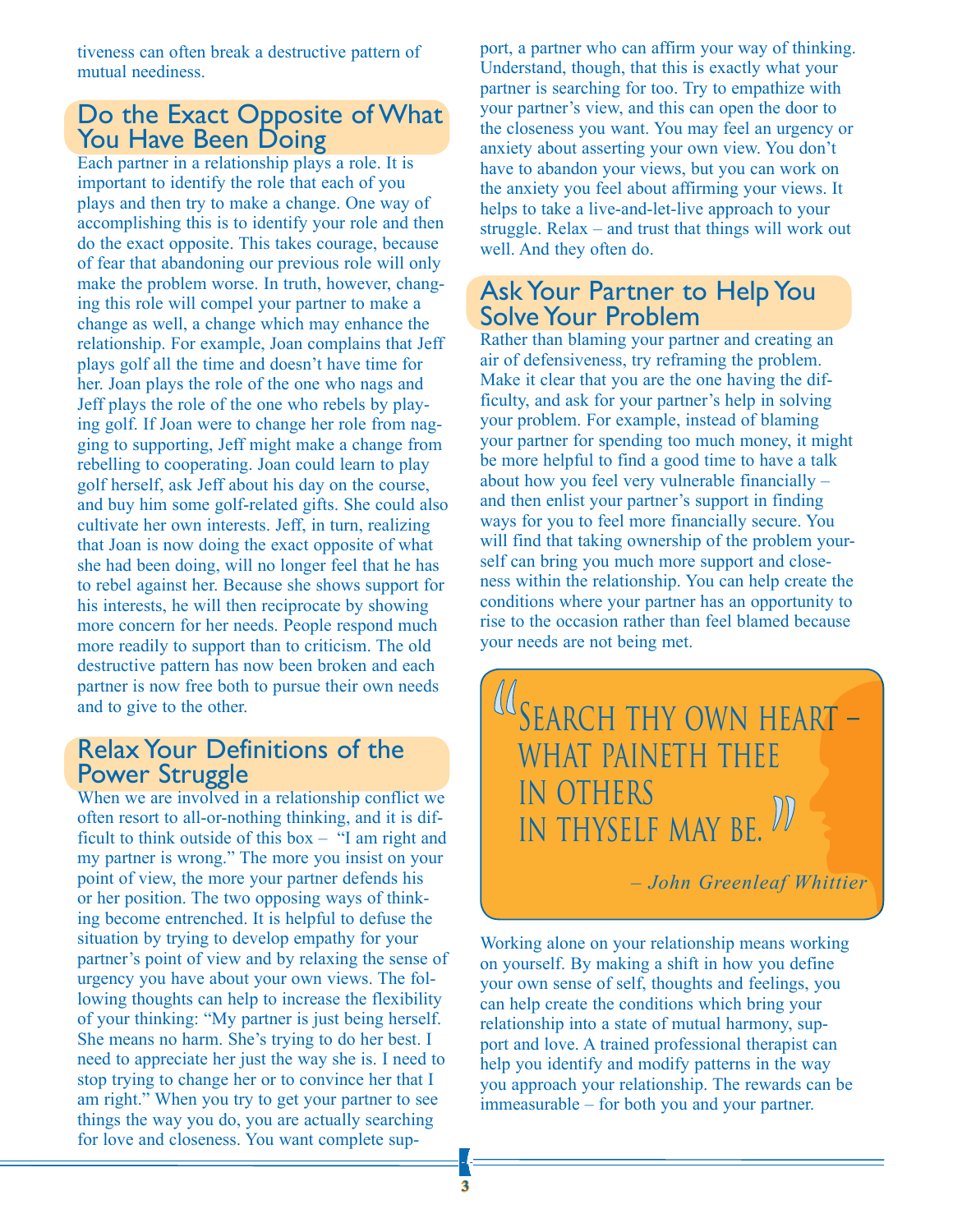tiveness can often break a destructive pattern of mutual neediness.

## Do the Exact Opposite of What You Have Been Doing

Each partner in a relationship plays a role. It is important to identify the role that each of you plays and then try to make a change. One way of accomplishing this is to identify your role and then do the exact opposite. This takes courage, because of fear that abandoning our previous role will only make the problem worse. In truth, however, changing this role will compel your partner to make a change as well, a change which may enhance the relationship. For example, Joan complains that Jeff plays golf all the time and doesn't have time for her. Joan plays the role of the one who nags and Jeff plays the role of the one who rebels by playing golf. If Joan were to change her role from nagging to supporting, Jeff might make a change from rebelling to cooperating. Joan could learn to play golf herself, ask Jeff about his day on the course, and buy him some golf-related gifts. She could also cultivate her own interests. Jeff, in turn, realizing that Joan is now doing the exact opposite of what she had been doing, will no longer feel that he has to rebel against her. Because she shows support for his interests, he will then reciprocate by showing more concern for her needs. People respond much more readily to support than to criticism. The old destructive pattern has now been broken and each partner is now free both to pursue their own needs and to give to the other.

## Relax Your Definitions of the Power Struggle

When we are involved in a relationship conflict we often resort to all-or-nothing thinking, and it is difficult to think outside of this box – "I am right and my partner is wrong." The more you insist on your point of view, the more your partner defends his or her position. The two opposing ways of thinking become entrenched. It is helpful to defuse the situation by trying to develop empathy for your partner's point of view and by relaxing the sense of urgency you have about your own views. The following thoughts can help to increase the flexibility of your thinking: "My partner is just being herself. She means no harm. She's trying to do her best. I need to appreciate her just the way she is. I need to stop trying to change her or to convince her that I am right." When you try to get your partner to see things the way you do, you are actually searching for love and closeness. You want complete support, a partner who can affirm your way of thinking. Understand, though, that this is exactly what your partner is searching for too. Try to empathize with your partner's view, and this can open the door to the closeness you want. You may feel an urgency or anxiety about asserting your own view. You don't have to abandon your views, but you can work on the anxiety you feel about affirming your views. It helps to take a live-and-let-live approach to your struggle. Relax – and trust that things will work out well. And they often do.

## Ask Your Partner to Help You Solve Your Problem

Rather than blaming your partner and creating an air of defensiveness, try reframing the problem. Make it clear that you are the one having the difficulty, and ask for your partner's help in solving your problem. For example, instead of blaming your partner for spending too much money, it might be more helpful to find a good time to have a talk about how you feel very vulnerable financially – and then enlist your partner's support in finding ways for you to feel more financially secure. You will find that taking ownership of the problem yourself can bring you much more support and closeness within the relationship. You can help create the conditions where your partner has an opportunity to rise to the occasion rather than feel blamed because your needs are not being met.

> "Search thy own heart – what paineth thee in others in thyself may be."
>
> *– John Greenleaf Whittier*

Working alone on your relationship means working on yourself. By making a shift in how you define your own sense of self, thoughts and feelings, you can help create the conditions which bring your relationship into a state of mutual harmony, support and love. A trained professional therapist can help you identify and modify patterns in the way you approach your relationship. The rewards can be immeasurable – for both you and your partner.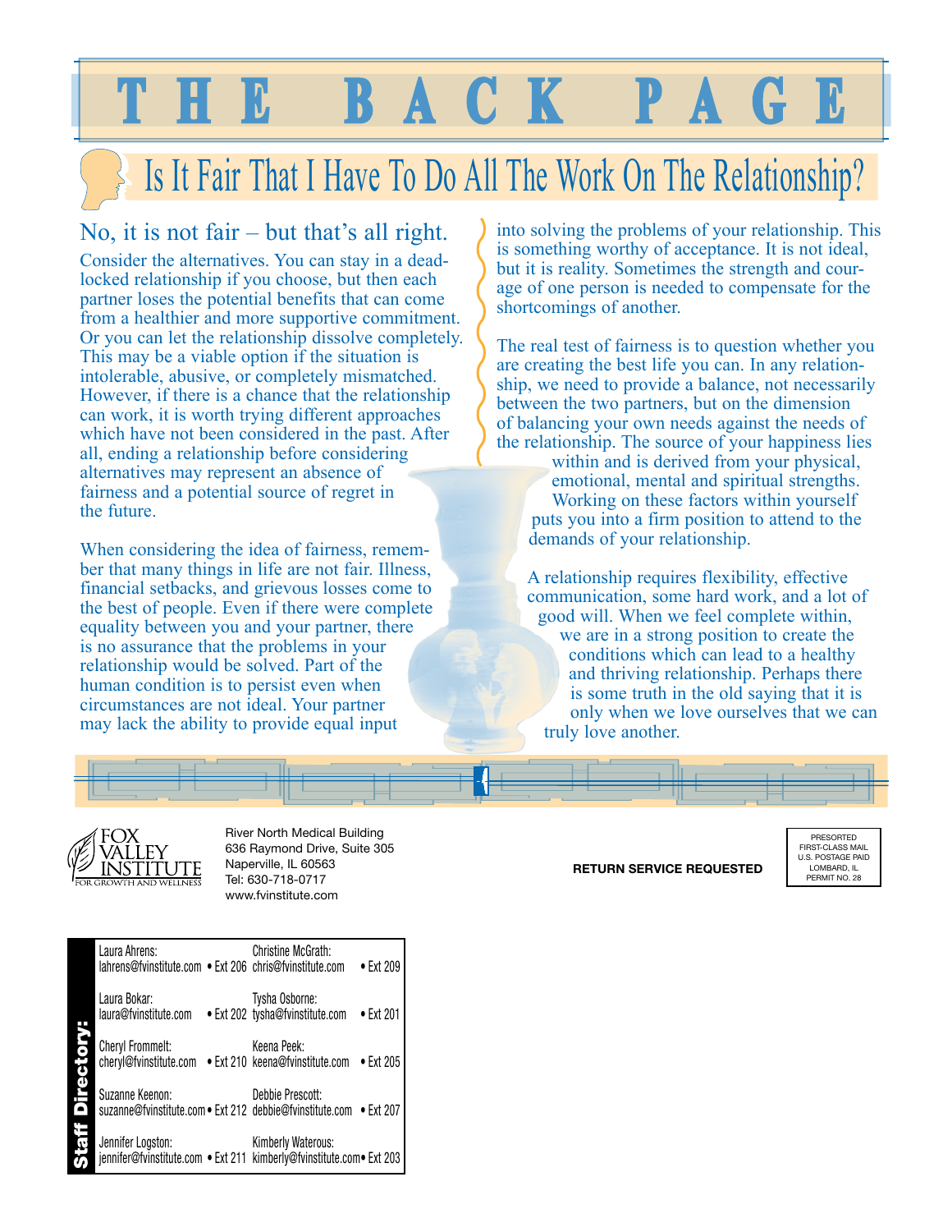# THE BACK PAGE

## Is It Fair That I Have To Do All The Work On The Relationship?

### No, it is not fair – but that's all right.

Consider the alternatives. You can stay in a deadlocked relationship if you choose, but then each partner loses the potential benefits that can come from a healthier and more supportive commitment. Or you can let the relationship dissolve completely. This may be a viable option if the situation is intolerable, abusive, or completely mismatched. However, if there is a chance that the relationship can work, it is worth trying different approaches which have not been considered in the past. After all, ending a relationship before considering alternatives may represent an absence of fairness and a potential source of regret in the future.

When considering the idea of fairness, remember that many things in life are not fair. Illness, financial setbacks, and grievous losses come to the best of people. Even if there were complete equality between you and your partner, there is no assurance that the problems in your relationship would be solved. Part of the human condition is to persist even when circumstances are not ideal. Your partner may lack the ability to provide equal input into solving the problems of your relationship. This is something worthy of acceptance. It is not ideal, but it is reality. Sometimes the strength and courage of one person is needed to compensate for the shortcomings of another.

The real test of fairness is to question whether you are creating the best life you can. In any relationship, we need to provide a balance, not necessarily between the two partners, but on the dimension of balancing your own needs against the needs of the relationship. The source of your happiness lies within and is derived from your physical, emotional, mental and spiritual strengths. Working on these factors within yourself puts you into a firm position to attend to the demands of your relationship.

A relationship requires flexibility, effective communication, some hard work, and a lot of good will. When we feel complete within, we are in a strong position to create the conditions which can lead to a healthy and thriving relationship. Perhaps there is some truth in the old saying that it is only when we love ourselves that we can truly love another.

FOX VALLEY INSTITUTE
FOR GROWTH AND WELLNESS

River North Medical Building
636 Raymond Drive, Suite 305
Naperville, IL 60563
Tel: 630-718-0717
www.fvinstitute.com

RETURN SERVICE REQUESTED

PRESORTED
FIRST-CLASS MAIL
U.S. POSTAGE PAID
LOMBARD, IL
PERMIT NO. 28

**Staff Directory:**

| | | | |
|---|---|---|---|
| Laura Ahrens: lahrens@fvinstitute.com | • Ext 206 | Christine McGrath: chris@fvinstitute.com | • Ext 209 |
| Laura Bokar: laura@fvinstitute.com | • Ext 202 | Tysha Osborne: tysha@fvinstitute.com | • Ext 201 |
| Cheryl Frommelt: cheryl@fvinstitute.com | • Ext 210 | Keena Peek: keena@fvinstitute.com | • Ext 205 |
| Suzanne Keenon: suzanne@fvinstitute.com | • Ext 212 | Debbie Prescott: debbie@fvinstitute.com | • Ext 207 |
| Jennifer Logston: jennifer@fvinstitute.com | • Ext 211 | Kimberly Waterous: kimberly@fvinstitute.com | • Ext 203 |